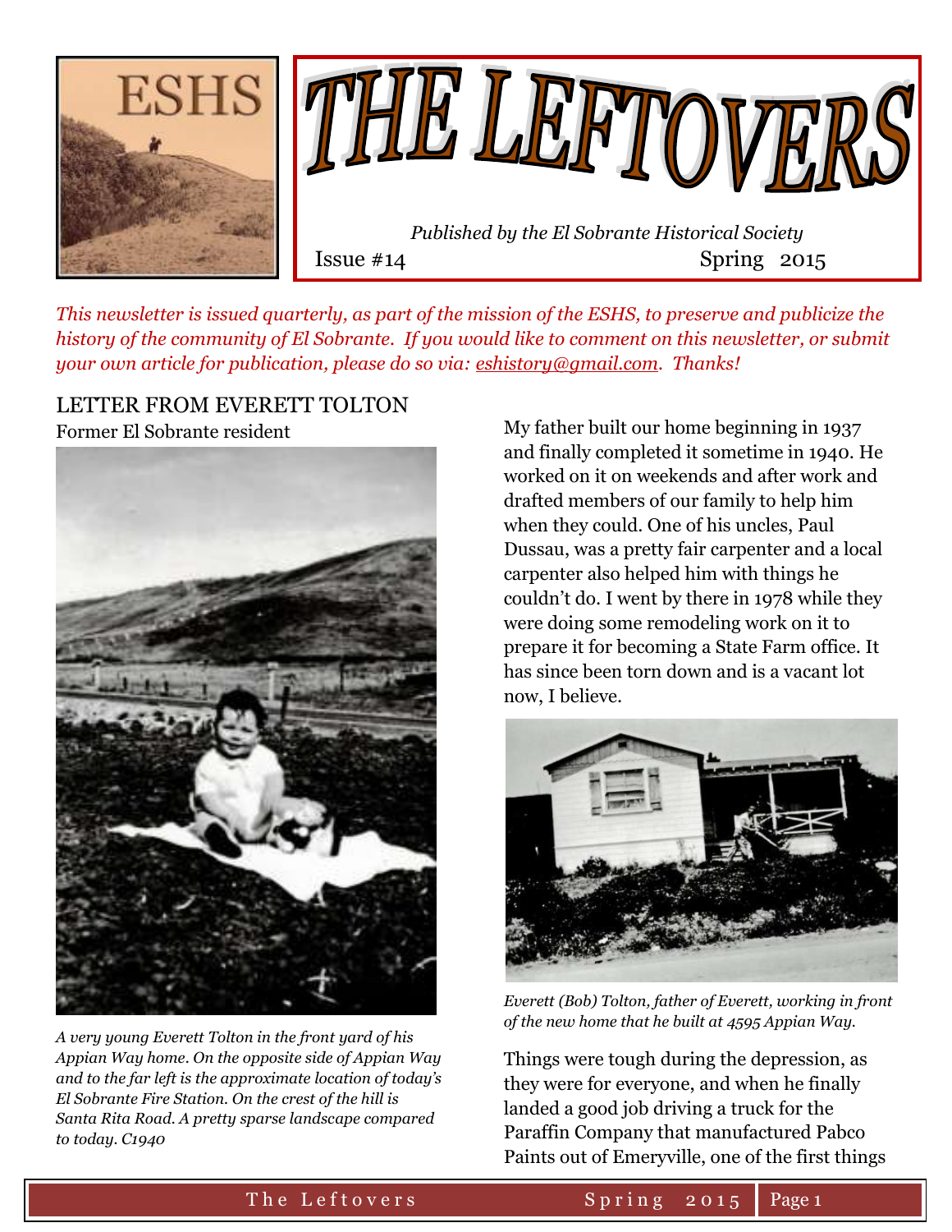# THE LEFTOVERS

*Published by the El Sobrante Historical Society*

Issue #14 Spring 2015

*This newsletter is issued quarterly, as part of the mission of the ESHS, to preserve and publicize the history of the community of El Sobrante. If you would like to comment on this newsletter, or submit your own article for publication, please do so via: eshistory@gmail.com. Thanks!*

## LETTER FROM EVERETT TOLTON

Former El Sobrante resident

*A very young Everett Tolton in the front yard of his Appian Way home. On the opposite side of Appian Way and to the far left is the approximate location of today's El Sobrante Fire Station. On the crest of the hill is Santa Rita Road. A pretty sparse landscape compared to today. C1940*

My father built our home beginning in 1937 and finally completed it sometime in 1940. He worked on it on weekends and after work and drafted members of our family to help him when they could. One of his uncles, Paul Dussau, was a pretty fair carpenter and a local carpenter also helped him with things he couldn't do. I went by there in 1978 while they were doing some remodeling work on it to prepare it for becoming a State Farm office. It has since been torn down and is a vacant lot now, I believe.

*Everett (Bob) Tolton, father of Everett, working in front of the new home that he built at 4595 Appian Way.*

Things were tough during the depression, as they were for everyone, and when he finally landed a good job driving a truck for the Paraffin Company that manufactured Pabco Paints out of Emeryville, one of the first things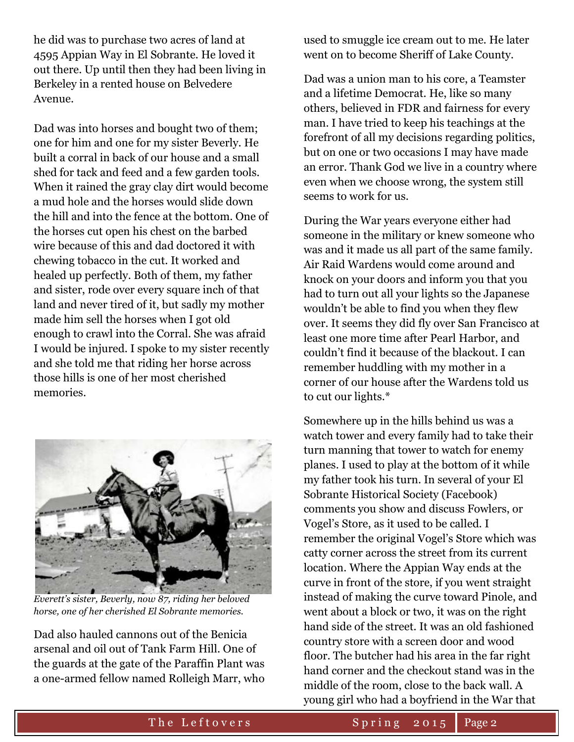he did was to purchase two acres of land at 4595 Appian Way in El Sobrante. He loved it out there. Up until then they had been living in Berkeley in a rented house on Belvedere Avenue.

Dad was into horses and bought two of them; one for him and one for my sister Beverly. He built a corral in back of our house and a small shed for tack and feed and a few garden tools. When it rained the gray clay dirt would become a mud hole and the horses would slide down the hill and into the fence at the bottom. One of the horses cut open his chest on the barbed wire because of this and dad doctored it with chewing tobacco in the cut. It worked and healed up perfectly. Both of them, my father and sister, rode over every square inch of that land and never tired of it, but sadly my mother made him sell the horses when I got old enough to crawl into the Corral. She was afraid I would be injured. I spoke to my sister recently and she told me that riding her horse across those hills is one of her most cherished memories.

*Everett's sister, Beverly, now 87, riding her beloved horse, one of her cherished El Sobrante memories.*

Dad also hauled cannons out of the Benicia arsenal and oil out of Tank Farm Hill. One of the guards at the gate of the Paraffin Plant was a one-armed fellow named Rolleigh Marr, who used to smuggle ice cream out to me. He later went on to become Sheriff of Lake County.

Dad was a union man to his core, a Teamster and a lifetime Democrat. He, like so many others, believed in FDR and fairness for every man. I have tried to keep his teachings at the forefront of all my decisions regarding politics, but on one or two occasions I may have made an error. Thank God we live in a country where even when we choose wrong, the system still seems to work for us.

During the War years everyone either had someone in the military or knew someone who was and it made us all part of the same family. Air Raid Wardens would come around and knock on your doors and inform you that you had to turn out all your lights so the Japanese wouldn't be able to find you when they flew over. It seems they did fly over San Francisco at least one more time after Pearl Harbor, and couldn't find it because of the blackout. I can remember huddling with my mother in a corner of our house after the Wardens told us to cut our lights.*

Somewhere up in the hills behind us was a watch tower and every family had to take their turn manning that tower to watch for enemy planes. I used to play at the bottom of it while my father took his turn. In several of your El Sobrante Historical Society (Facebook) comments you show and discuss Fowlers, or Vogel's Store, as it used to be called. I remember the original Vogel's Store which was catty corner across the street from its current location. Where the Appian Way ends at the curve in front of the store, if you went straight instead of making the curve toward Pinole, and went about a block or two, it was on the right hand side of the street. It was an old fashioned country store with a screen door and wood floor. The butcher had his area in the far right hand corner and the checkout stand was in the middle of the room, close to the back wall. A young girl who had a boyfriend in the War that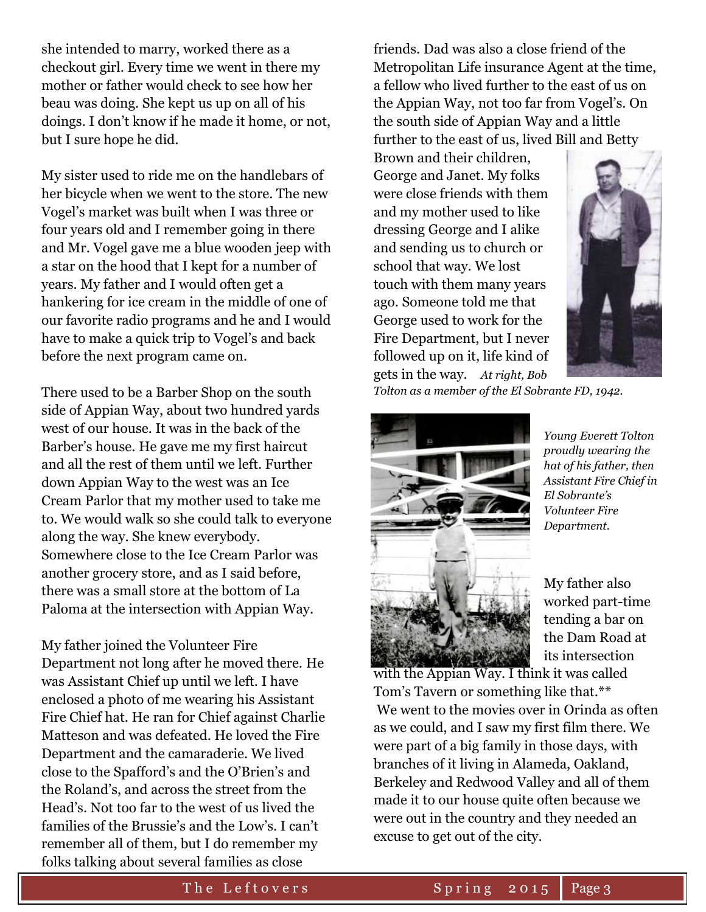she intended to marry, worked there as a checkout girl. Every time we went in there my mother or father would check to see how her beau was doing. She kept us up on all of his doings. I don't know if he made it home, or not, but I sure hope he did.

My sister used to ride me on the handlebars of her bicycle when we went to the store. The new Vogel's market was built when I was three or four years old and I remember going in there and Mr. Vogel gave me a blue wooden jeep with a star on the hood that I kept for a number of years. My father and I would often get a hankering for ice cream in the middle of one of our favorite radio programs and he and I would have to make a quick trip to Vogel's and back before the next program came on.

There used to be a Barber Shop on the south side of Appian Way, about two hundred yards west of our house. It was in the back of the Barber's house. He gave me my first haircut and all the rest of them until we left. Further down Appian Way to the west was an Ice Cream Parlor that my mother used to take me to. We would walk so she could talk to everyone along the way. She knew everybody. Somewhere close to the Ice Cream Parlor was another grocery store, and as I said before, there was a small store at the bottom of La Paloma at the intersection with Appian Way.

My father joined the Volunteer Fire Department not long after he moved there. He was Assistant Chief up until we left. I have enclosed a photo of me wearing his Assistant Fire Chief hat. He ran for Chief against Charlie Matteson and was defeated. He loved the Fire Department and the camaraderie. We lived close to the Spafford's and the O'Brien's and the Roland's, and across the street from the Head's. Not too far to the west of us lived the families of the Brussie's and the Low's. I can't remember all of them, but I do remember my folks talking about several families as close friends. Dad was also a close friend of the Metropolitan Life insurance Agent at the time, a fellow who lived further to the east of us on the Appian Way, not too far from Vogel's. On the south side of Appian Way and a little further to the east of us, lived Bill and Betty Brown and their children, George and Janet. My folks were close friends with them and my mother used to like dressing George and I alike and sending us to church or school that way. We lost touch with them many years ago. Someone told me that George used to work for the Fire Department, but I never followed up on it, life kind of gets in the way. *At right, Bob Tolton as a member of the El Sobrante FD, 1942.*

*Young Everett Tolton proudly wearing the hat of his father, then Assistant Fire Chief in El Sobrante's Volunteer Fire Department.*

My father also worked part-time tending a bar on the Dam Road at its intersection with the Appian Way. I think it was called Tom's Tavern or something like that.**

We went to the movies over in Orinda as often as we could, and I saw my first film there. We were part of a big family in those days, with branches of it living in Alameda, Oakland, Berkeley and Redwood Valley and all of them made it to our house quite often because we were out in the country and they needed an excuse to get out of the city.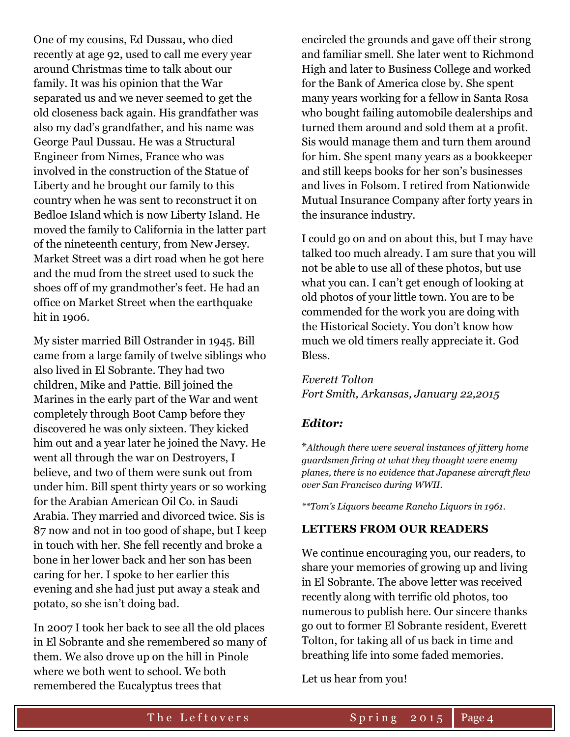One of my cousins, Ed Dussau, who died recently at age 92, used to call me every year around Christmas time to talk about our family. It was his opinion that the War separated us and we never seemed to get the old closeness back again. His grandfather was also my dad's grandfather, and his name was George Paul Dussau. He was a Structural Engineer from Nimes, France who was involved in the construction of the Statue of Liberty and he brought our family to this country when he was sent to reconstruct it on Bedloe Island which is now Liberty Island. He moved the family to California in the latter part of the nineteenth century, from New Jersey. Market Street was a dirt road when he got here and the mud from the street used to suck the shoes off of my grandmother's feet. He had an office on Market Street when the earthquake hit in 1906.

My sister married Bill Ostrander in 1945. Bill came from a large family of twelve siblings who also lived in El Sobrante. They had two children, Mike and Pattie. Bill joined the Marines in the early part of the War and went completely through Boot Camp before they discovered he was only sixteen. They kicked him out and a year later he joined the Navy. He went all through the war on Destroyers, I believe, and two of them were sunk out from under him. Bill spent thirty years or so working for the Arabian American Oil Co. in Saudi Arabia. They married and divorced twice. Sis is 87 now and not in too good of shape, but I keep in touch with her. She fell recently and broke a bone in her lower back and her son has been caring for her. I spoke to her earlier this evening and she had just put away a steak and potato, so she isn't doing bad.

In 2007 I took her back to see all the old places in El Sobrante and she remembered so many of them. We also drove up on the hill in Pinole where we both went to school. We both remembered the Eucalyptus trees that encircled the grounds and gave off their strong and familiar smell. She later went to Richmond High and later to Business College and worked for the Bank of America close by. She spent many years working for a fellow in Santa Rosa who bought failing automobile dealerships and turned them around and sold them at a profit. Sis would manage them and turn them around for him. She spent many years as a bookkeeper and still keeps books for her son's businesses and lives in Folsom. I retired from Nationwide Mutual Insurance Company after forty years in the insurance industry.

I could go on and on about this, but I may have talked too much already. I am sure that you will not be able to use all of these photos, but use what you can. I can't get enough of looking at old photos of your little town. You are to be commended for the work you are doing with the Historical Society. You don't know how much we old timers really appreciate it. God Bless.

*Everett Tolton*
*Fort Smith, Arkansas, January 22,2015*

### *Editor:*

*\*Although there were several instances of jittery home guardsmen firing at what they thought were enemy planes, there is no evidence that Japanese aircraft flew over San Francisco during WWII.*

*\*\*Tom's Liquors became Rancho Liquors in 1961.*

### LETTERS FROM OUR READERS

We continue encouraging you, our readers, to share your memories of growing up and living in El Sobrante. The above letter was received recently along with terrific old photos, too numerous to publish here. Our sincere thanks go out to former El Sobrante resident, Everett Tolton, for taking all of us back in time and breathing life into some faded memories.

Let us hear from you!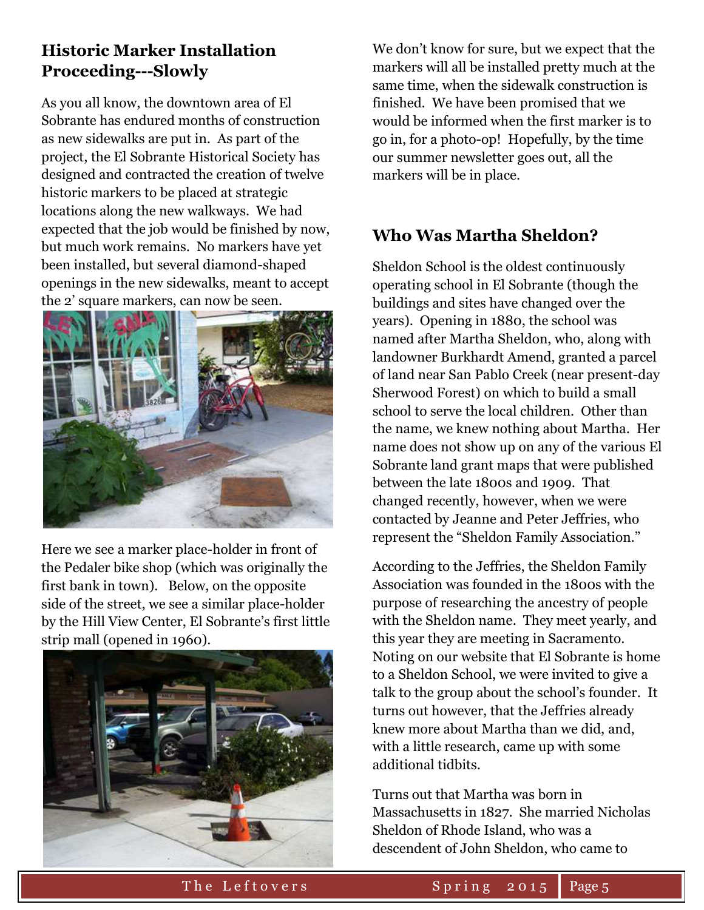## Historic Marker Installation Proceeding---Slowly

As you all know, the downtown area of El Sobrante has endured months of construction as new sidewalks are put in. As part of the project, the El Sobrante Historical Society has designed and contracted the creation of twelve historic markers to be placed at strategic locations along the new walkways. We had expected that the job would be finished by now, but much work remains. No markers have yet been installed, but several diamond-shaped openings in the new sidewalks, meant to accept the 2' square markers, can now be seen.

Here we see a marker place-holder in front of the Pedaler bike shop (which was originally the first bank in town). Below, on the opposite side of the street, we see a similar place-holder by the Hill View Center, El Sobrante's first little strip mall (opened in 1960).

We don't know for sure, but we expect that the markers will all be installed pretty much at the same time, when the sidewalk construction is finished. We have been promised that we would be informed when the first marker is to go in, for a photo-op! Hopefully, by the time our summer newsletter goes out, all the markers will be in place.

## Who Was Martha Sheldon?

Sheldon School is the oldest continuously operating school in El Sobrante (though the buildings and sites have changed over the years). Opening in 1880, the school was named after Martha Sheldon, who, along with landowner Burkhardt Amend, granted a parcel of land near San Pablo Creek (near present-day Sherwood Forest) on which to build a small school to serve the local children. Other than the name, we knew nothing about Martha. Her name does not show up on any of the various El Sobrante land grant maps that were published between the late 1800s and 1909. That changed recently, however, when we were contacted by Jeanne and Peter Jeffries, who represent the "Sheldon Family Association."

According to the Jeffries, the Sheldon Family Association was founded in the 1800s with the purpose of researching the ancestry of people with the Sheldon name. They meet yearly, and this year they are meeting in Sacramento. Noting on our website that El Sobrante is home to a Sheldon School, we were invited to give a talk to the group about the school's founder. It turns out however, that the Jeffries already knew more about Martha than we did, and, with a little research, came up with some additional tidbits.

Turns out that Martha was born in Massachusetts in 1827. She married Nicholas Sheldon of Rhode Island, who was a descendent of John Sheldon, who came to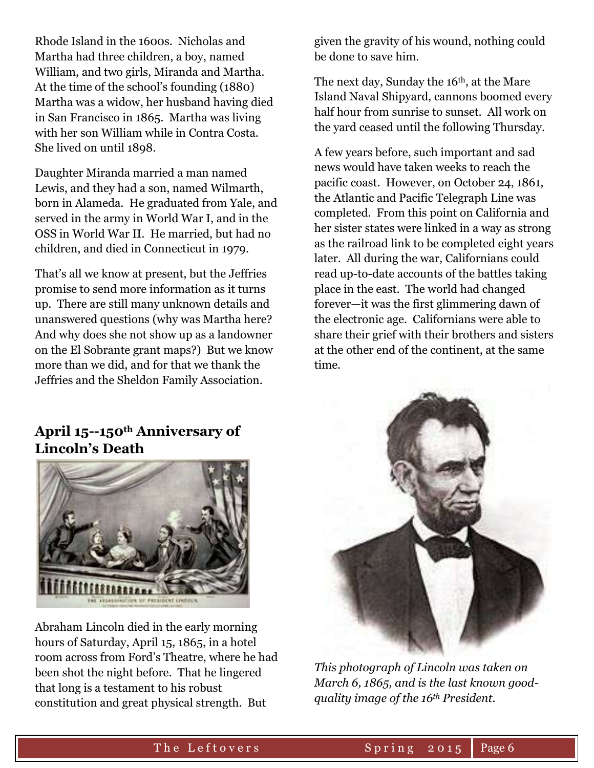Rhode Island in the 1600s. Nicholas and Martha had three children, a boy, named William, and two girls, Miranda and Martha. At the time of the school's founding (1880) Martha was a widow, her husband having died in San Francisco in 1865. Martha was living with her son William while in Contra Costa. She lived on until 1898.

Daughter Miranda married a man named Lewis, and they had a son, named Wilmarth, born in Alameda. He graduated from Yale, and served in the army in World War I, and in the OSS in World War II. He married, but had no children, and died in Connecticut in 1979.

That's all we know at present, but the Jeffries promise to send more information as it turns up. There are still many unknown details and unanswered questions (why was Martha here? And why does she not show up as a landowner on the El Sobrante grant maps?) But we know more than we did, and for that we thank the Jeffries and the Sheldon Family Association.

## April 15--150th Anniversary of Lincoln's Death

Abraham Lincoln died in the early morning hours of Saturday, April 15, 1865, in a hotel room across from Ford's Theatre, where he had been shot the night before. That he lingered that long is a testament to his robust constitution and great physical strength. But given the gravity of his wound, nothing could be done to save him.

The next day, Sunday the 16th, at the Mare Island Naval Shipyard, cannons boomed every half hour from sunrise to sunset. All work on the yard ceased until the following Thursday.

A few years before, such important and sad news would have taken weeks to reach the pacific coast. However, on October 24, 1861, the Atlantic and Pacific Telegraph Line was completed. From this point on California and her sister states were linked in a way as strong as the railroad link to be completed eight years later. All during the war, Californians could read up-to-date accounts of the battles taking place in the east. The world had changed forever—it was the first glimmering dawn of the electronic age. Californians were able to share their grief with their brothers and sisters at the other end of the continent, at the same time.

*This photograph of Lincoln was taken on March 6, 1865, and is the last known good-quality image of the 16th President.*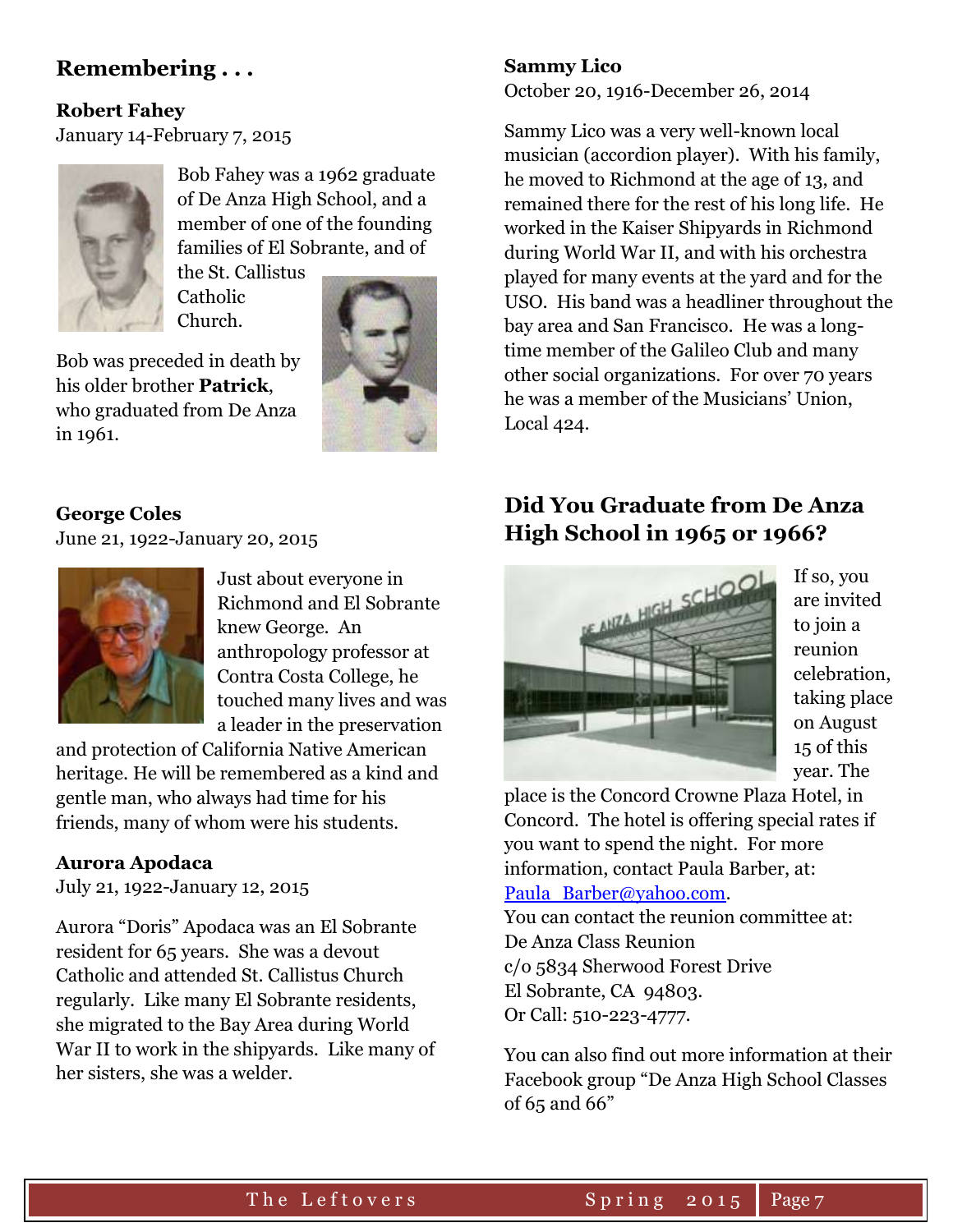## Remembering . . .

**Robert Fahey**
January 14-February 7, 2015

Bob Fahey was a 1962 graduate of De Anza High School, and a member of one of the founding families of El Sobrante, and of the St. Callistus Catholic Church.

Bob was preceded in death by his older brother **Patrick**, who graduated from De Anza in 1961.

**George Coles**
June 21, 1922-January 20, 2015

Just about everyone in Richmond and El Sobrante knew George. An anthropology professor at Contra Costa College, he touched many lives and was a leader in the preservation and protection of California Native American heritage. He will be remembered as a kind and gentle man, who always had time for his friends, many of whom were his students.

**Aurora Apodaca**
July 21, 1922-January 12, 2015

Aurora "Doris" Apodaca was an El Sobrante resident for 65 years. She was a devout Catholic and attended St. Callistus Church regularly. Like many El Sobrante residents, she migrated to the Bay Area during World War II to work in the shipyards. Like many of her sisters, she was a welder.

**Sammy Lico**
October 20, 1916-December 26, 2014

Sammy Lico was a very well-known local musician (accordion player). With his family, he moved to Richmond at the age of 13, and remained there for the rest of his long life. He worked in the Kaiser Shipyards in Richmond during World War II, and with his orchestra played for many events at the yard and for the USO. His band was a headliner throughout the bay area and San Francisco. He was a long-time member of the Galileo Club and many other social organizations. For over 70 years he was a member of the Musicians' Union, Local 424.

## Did You Graduate from De Anza High School in 1965 or 1966?

If so, you are invited to join a reunion celebration, taking place on August 15 of this year. The place is the Concord Crowne Plaza Hotel, in Concord. The hotel is offering special rates if you want to spend the night. For more information, contact Paula Barber, at: Paula_Barber@yahoo.com.

You can contact the reunion committee at:
De Anza Class Reunion
c/o 5834 Sherwood Forest Drive
El Sobrante, CA 94803.
Or Call: 510-223-4777.

You can also find out more information at their Facebook group "De Anza High School Classes of 65 and 66"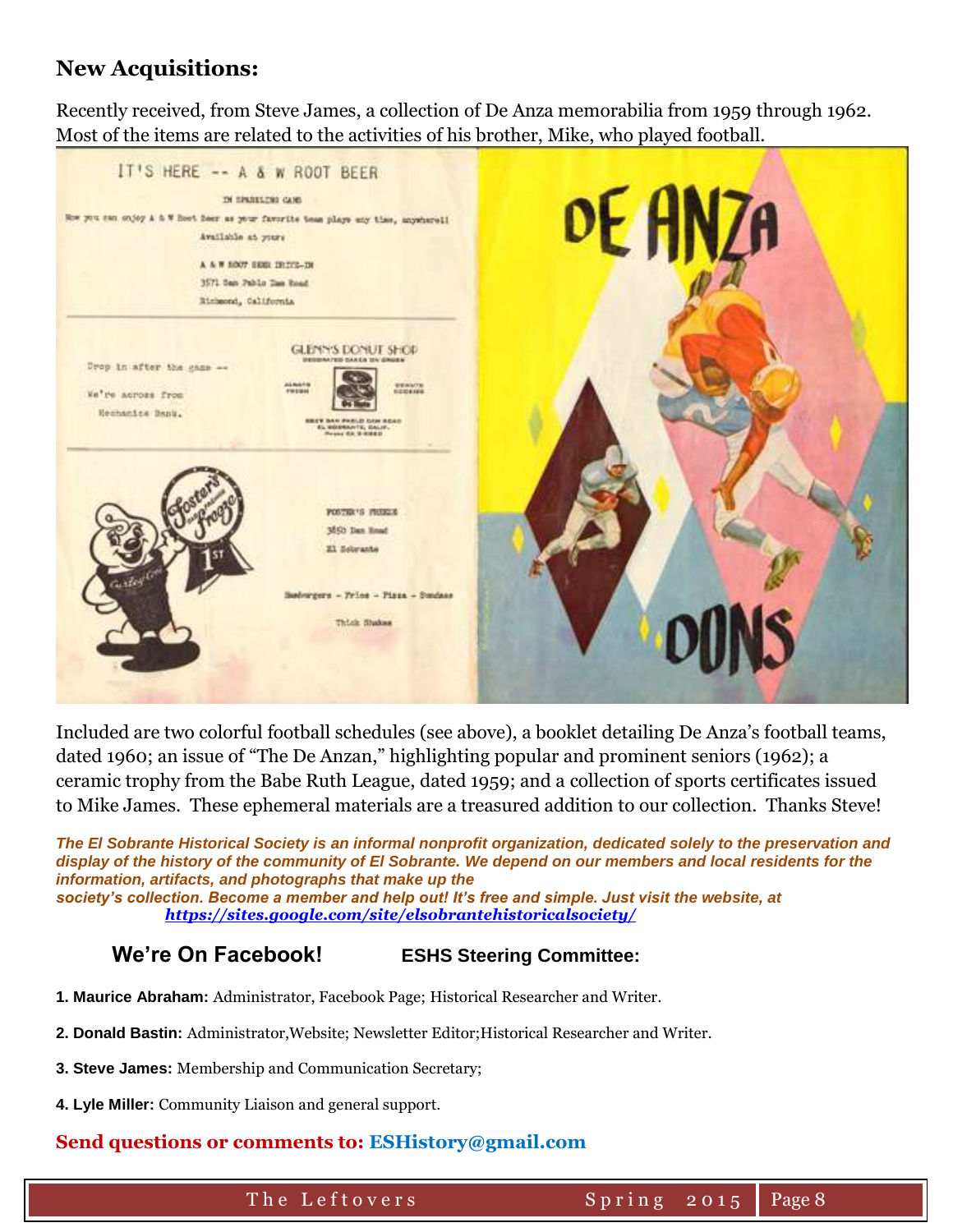## New Acquisitions:

Recently received, from Steve James, a collection of De Anza memorabilia from 1959 through 1962. Most of the items are related to the activities of his brother, Mike, who played football.

Included are two colorful football schedules (see above), a booklet detailing De Anza's football teams, dated 1960; an issue of "The De Anzan," highlighting popular and prominent seniors (1962); a ceramic trophy from the Babe Ruth League, dated 1959; and a collection of sports certificates issued to Mike James. These ephemeral materials are a treasured addition to our collection. Thanks Steve!

***The El Sobrante Historical Society is an informal nonprofit organization, dedicated solely to the preservation and display of the history of the community of El Sobrante. We depend on our members and local residents for the information, artifacts, and photographs that make up the society's collection. Become a member and help out! It's free and simple. Just visit the website, at [https://sites.google.com/site/elsobrantehistoricalsociety/](https://sites.google.com/site/elsobrantehistoricalsociety/)***

### We're On Facebook!

### ESHS Steering Committee:

1. **Maurice Abraham:** Administrator, Facebook Page; Historical Researcher and Writer.

2. **Donald Bastin:** Administrator,Website; Newsletter Editor;Historical Researcher and Writer.

3. **Steve James:** Membership and Communication Secretary;

4. **Lyle Miller:** Community Liaison and general support.

**Send questions or comments to: ESHistory@gmail.com**